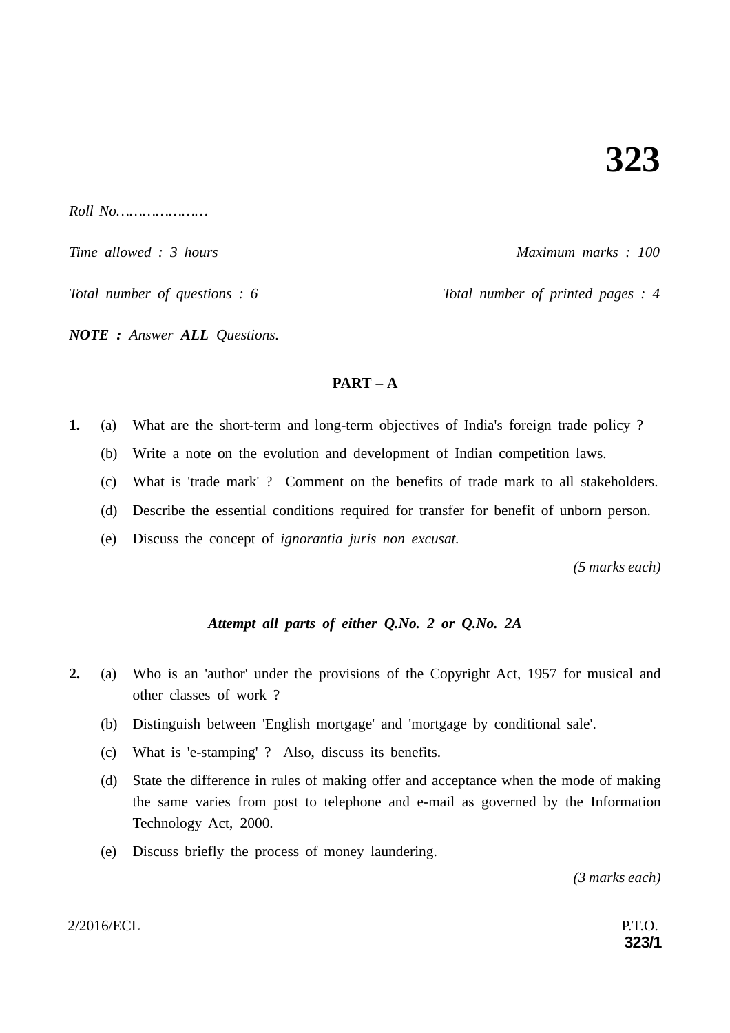# 323

*Roll No…………………*

*Time allowed : 3 hours* *Maximum marks : 100*

*Total number of questions : 6* *Total number of printed pages : 4*

***NOTE :** Answer **ALL** Questions.*

## PART – A

**1.** (a) What are the short-term and long-term objectives of India's foreign trade policy ?

(b) Write a note on the evolution and development of Indian competition laws.

(c) What is 'trade mark' ? Comment on the benefits of trade mark to all stakeholders.

(d) Describe the essential conditions required for transfer for benefit of unborn person.

(e) Discuss the concept of *ignorantia juris non excusat.*

*(5 marks each)*

***Attempt all parts of either Q.No. 2 or Q.No. 2A***

**2.** (a) Who is an 'author' under the provisions of the Copyright Act, 1957 for musical and other classes of work ?

(b) Distinguish between 'English mortgage' and 'mortgage by conditional sale'.

(c) What is 'e-stamping' ? Also, discuss its benefits.

(d) State the difference in rules of making offer and acceptance when the mode of making the same varies from post to telephone and e-mail as governed by the Information Technology Act, 2000.

(e) Discuss briefly the process of money laundering.

*(3 marks each)*

2/2016/ECL P.T.O.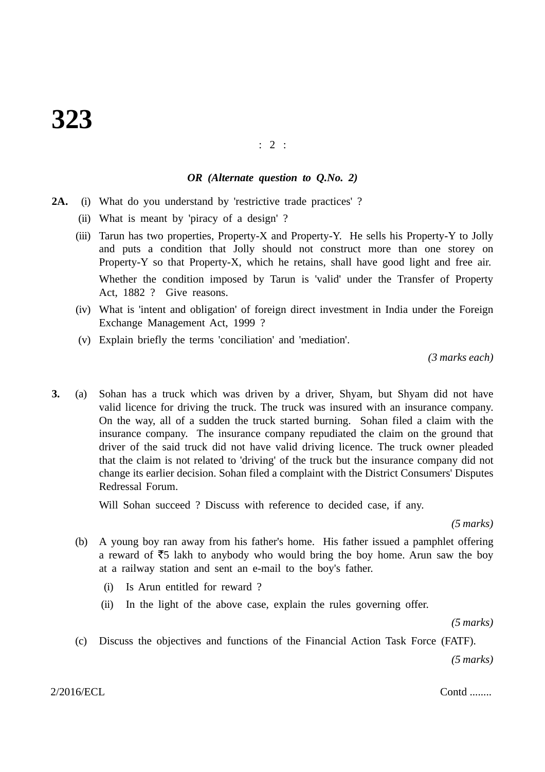*OR (Alternate question to Q.No. 2)*

**2A.** (i) What do you understand by 'restrictive trade practices' ?

(ii) What is meant by 'piracy of a design' ?

(iii) Tarun has two properties, Property-X and Property-Y. He sells his Property-Y to Jolly and puts a condition that Jolly should not construct more than one storey on Property-Y so that Property-X, which he retains, shall have good light and free air.

Whether the condition imposed by Tarun is 'valid' under the Transfer of Property Act, 1882 ? Give reasons.

(iv) What is 'intent and obligation' of foreign direct investment in India under the Foreign Exchange Management Act, 1999 ?

(v) Explain briefly the terms 'conciliation' and 'mediation'.

*(3 marks each)*

**3.** (a) Sohan has a truck which was driven by a driver, Shyam, but Shyam did not have valid licence for driving the truck. The truck was insured with an insurance company. On the way, all of a sudden the truck started burning. Sohan filed a claim with the insurance company. The insurance company repudiated the claim on the ground that driver of the said truck did not have valid driving licence. The truck owner pleaded that the claim is not related to 'driving' of the truck but the insurance company did not change its earlier decision. Sohan filed a complaint with the District Consumers' Disputes Redressal Forum.

Will Sohan succeed ? Discuss with reference to decided case, if any.

*(5 marks)*

(b) A young boy ran away from his father's home. His father issued a pamphlet offering a reward of ₹5 lakh to anybody who would bring the boy home. Arun saw the boy at a railway station and sent an e-mail to the boy's father.

(i) Is Arun entitled for reward ?

(ii) In the light of the above case, explain the rules governing offer.

*(5 marks)*

(c) Discuss the objectives and functions of the Financial Action Task Force (FATF).

*(5 marks)*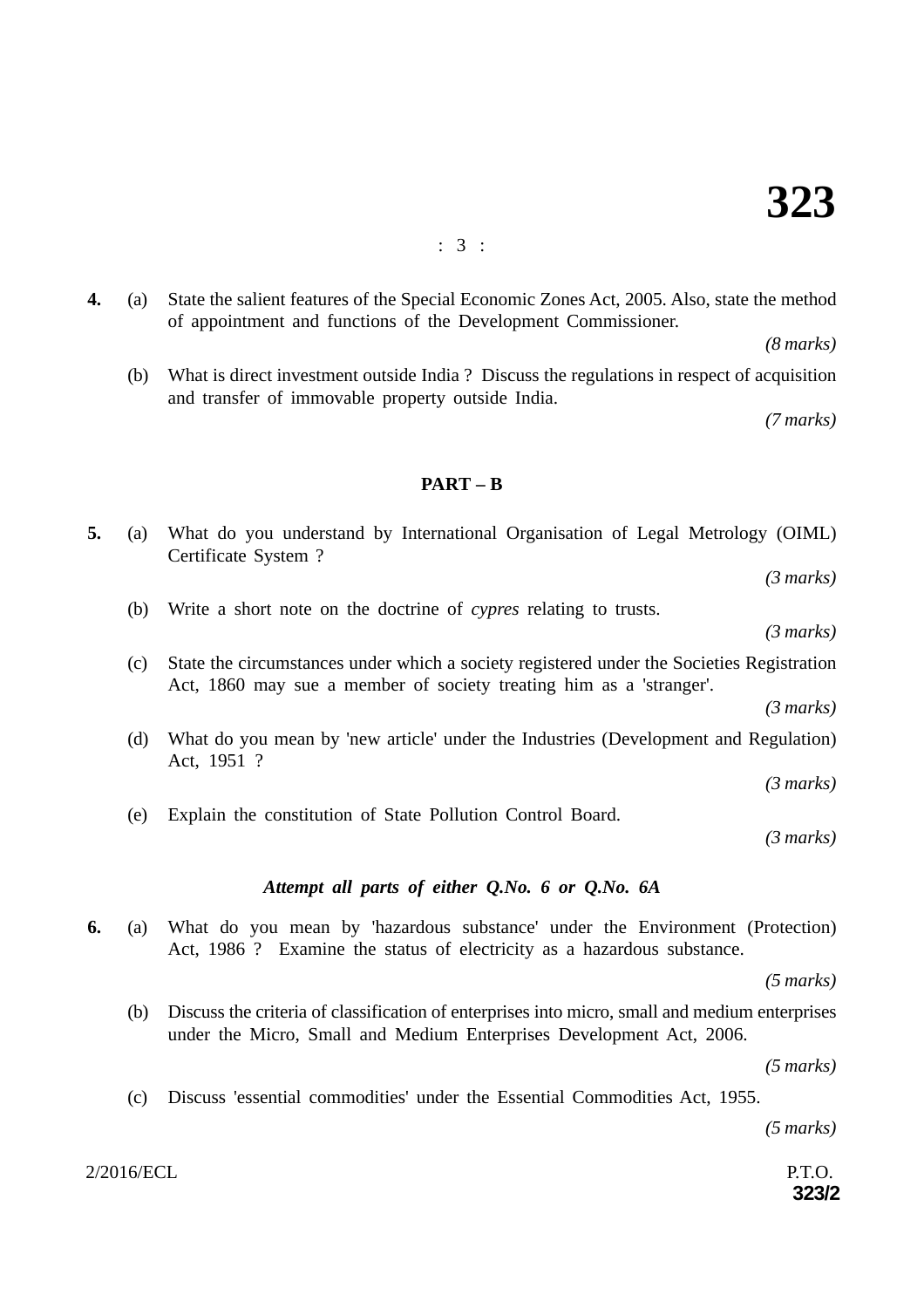**4.** (a) State the salient features of the Special Economic Zones Act, 2005. Also, state the method of appointment and functions of the Development Commissioner.

*(8 marks)*

(b) What is direct investment outside India ? Discuss the regulations in respect of acquisition and transfer of immovable property outside India.

*(7 marks)*

## PART – B

**5.** (a) What do you understand by International Organisation of Legal Metrology (OIML) Certificate System ?

*(3 marks)*

(b) Write a short note on the doctrine of *cypres* relating to trusts.

*(3 marks)*

(c) State the circumstances under which a society registered under the Societies Registration Act, 1860 may sue a member of society treating him as a 'stranger'.

*(3 marks)*

(d) What do you mean by 'new article' under the Industries (Development and Regulation) Act, 1951 ?

*(3 marks)*

(e) Explain the constitution of State Pollution Control Board.

*(3 marks)*

***Attempt all parts of either Q.No. 6 or Q.No. 6A***

**6.** (a) What do you mean by 'hazardous substance' under the Environment (Protection) Act, 1986 ? Examine the status of electricity as a hazardous substance.

*(5 marks)*

(b) Discuss the criteria of classification of enterprises into micro, small and medium enterprises under the Micro, Small and Medium Enterprises Development Act, 2006.

*(5 marks)*

(c) Discuss 'essential commodities' under the Essential Commodities Act, 1955.

*(5 marks)*

P.T.O.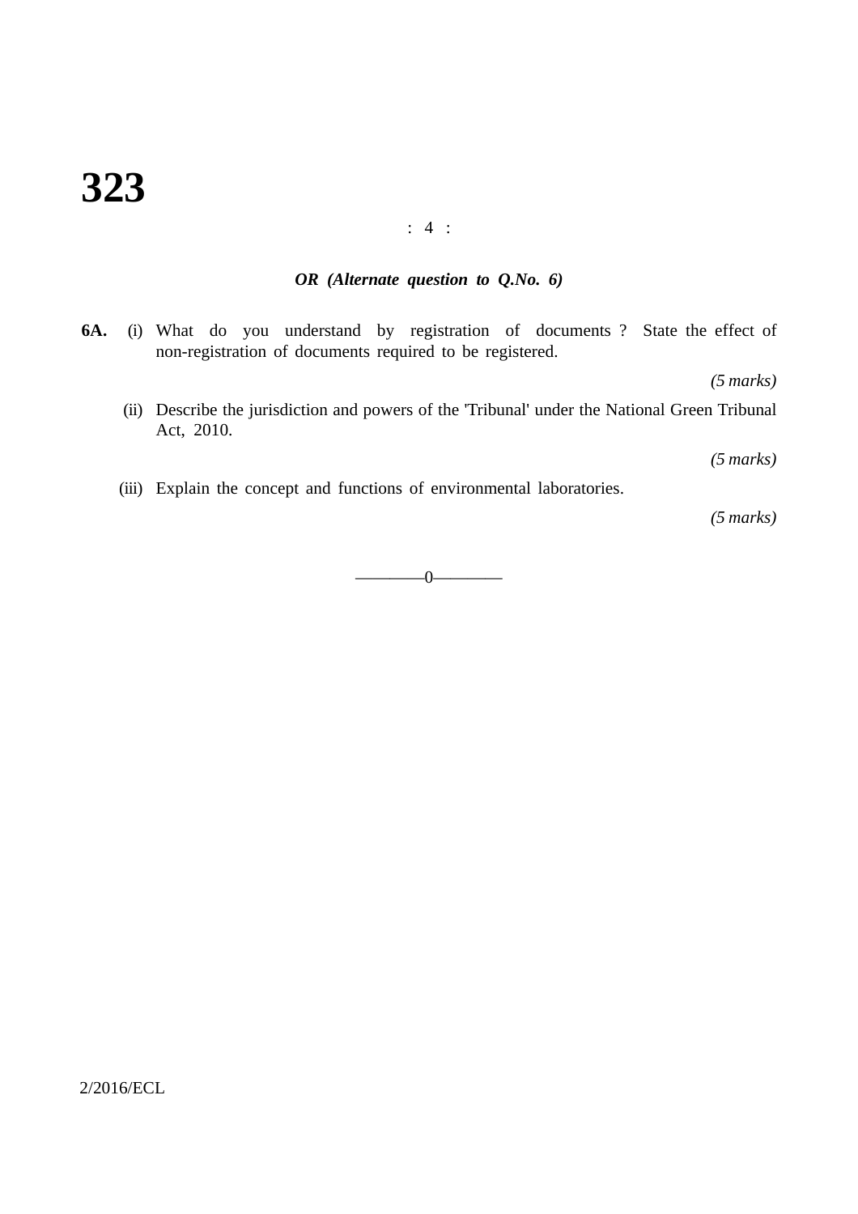*OR (Alternate question to Q.No. 6)*

**6A.** (i) What do you understand by registration of documents ? State the effect of non-registration of documents required to be registered.

*(5 marks)*

(ii) Describe the jurisdiction and powers of the 'Tribunal' under the National Green Tribunal Act, 2010.

*(5 marks)*

(iii) Explain the concept and functions of environmental laboratories.

*(5 marks)*

————0————